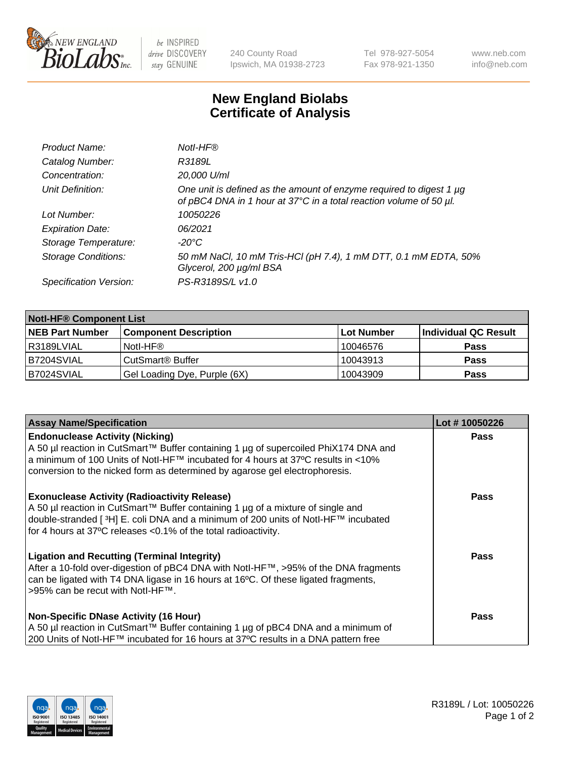240 County Road
Ipswich, MA 01938-2723

Tel 978-927-5054
Fax 978-921-1350

www.neb.com
info@neb.com

# New England Biolabs
# Certificate of Analysis

| | |
|---|---|
| *Product Name:* | *NotI-HF®* |
| *Catalog Number:* | *R3189L* |
| *Concentration:* | *20,000 U/ml* |
| *Unit Definition:* | *One unit is defined as the amount of enzyme required to digest 1 µg of pBC4 DNA in 1 hour at 37°C in a total reaction volume of 50 µl.* |
| *Lot Number:* | *10050226* |
| *Expiration Date:* | *06/2021* |
| *Storage Temperature:* | *-20°C* |
| *Storage Conditions:* | *50 mM NaCl, 10 mM Tris-HCl (pH 7.4), 1 mM DTT, 0.1 mM EDTA, 50% Glycerol, 200 µg/ml BSA* |
| *Specification Version:* | *PS-R3189S/L v1.0* |

| NotI-HF® Component List | | | |
|---|---|---|---|
| **NEB Part Number** | **Component Description** | **Lot Number** | **Individual QC Result** |
| R3189LVIAL | NotI-HF® | 10046576 | **Pass** |
| B7204SVIAL | CutSmart® Buffer | 10043913 | **Pass** |
| B7024SVIAL | Gel Loading Dye, Purple (6X) | 10043909 | **Pass** |

| Assay Name/Specification | Lot # 10050226 |
|---|---|
| **Endonuclease Activity (Nicking)** A 50 µl reaction in CutSmart™ Buffer containing 1 µg of supercoiled PhiX174 DNA and a minimum of 100 Units of NotI-HF™ incubated for 4 hours at 37ºC results in <10% conversion to the nicked form as determined by agarose gel electrophoresis. | **Pass** |
| **Exonuclease Activity (Radioactivity Release)** A 50 µl reaction in CutSmart™ Buffer containing 1 µg of a mixture of single and double-stranded [ $^3$H] E. coli DNA and a minimum of 200 units of NotI-HF™ incubated for 4 hours at 37ºC releases <0.1% of the total radioactivity. | **Pass** |
| **Ligation and Recutting (Terminal Integrity)** After a 10-fold over-digestion of pBC4 DNA with NotI-HF™, >95% of the DNA fragments can be ligated with T4 DNA ligase in 16 hours at 16ºC. Of these ligated fragments, >95% can be recut with NotI-HF™. | **Pass** |
| **Non-Specific DNase Activity (16 Hour)** A 50 µl reaction in CutSmart™ Buffer containing 1 µg of pBC4 DNA and a minimum of 200 Units of NotI-HF™ incubated for 16 hours at 37ºC results in a DNA pattern free | **Pass** |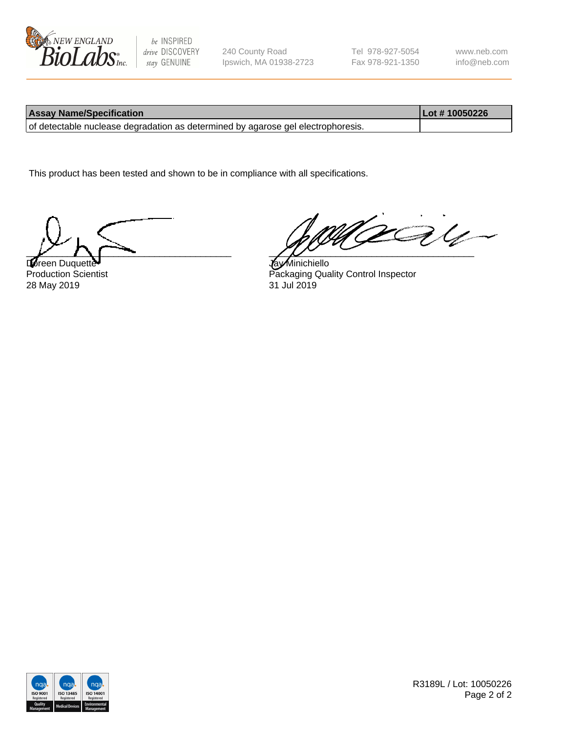| Assay Name/Specification | Lot # 10050226 |
| --- | --- |
| of detectable nuclease degradation as determined by agarose gel electrophoresis. | |

This product has been tested and shown to be in compliance with all specifications.

Doreen Duquette
Production Scientist
28 May 2019

Jay Minichiello
Packaging Quality Control Inspector
31 Jul 2019

R3189L / Lot: 10050226